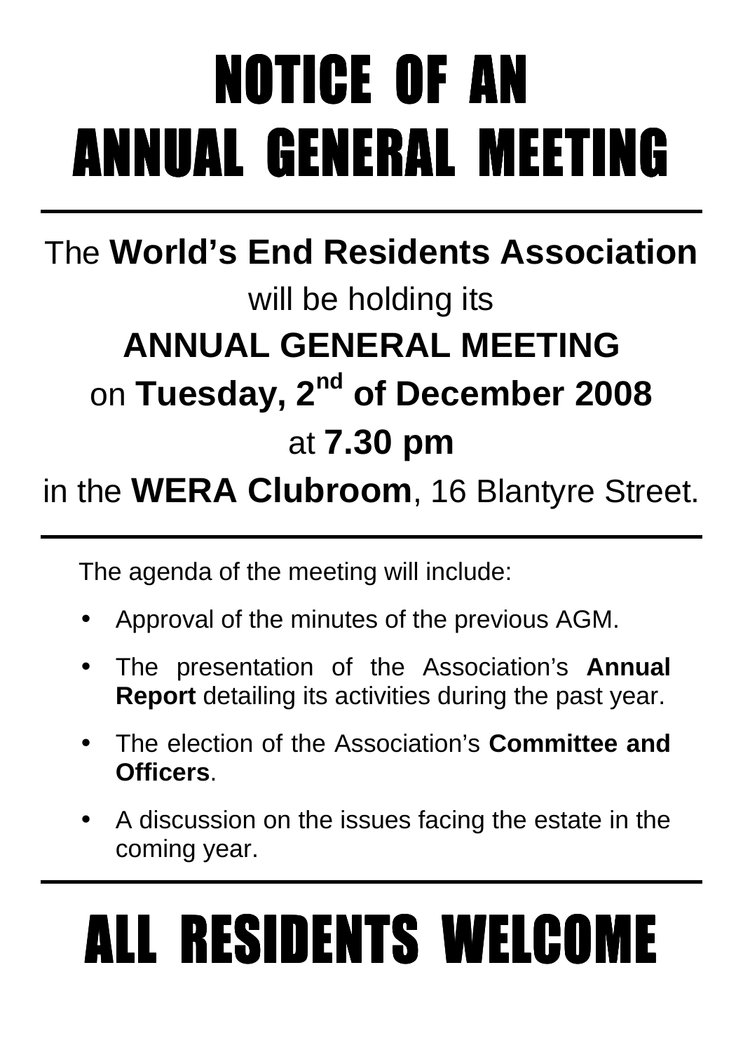# NOTICE OF AN ANNUAL GENERAL MEETING

---

The **World's End Residents Association**

will be holding its

**ANNUAL GENERAL MEETING**

on **Tuesday, 2nd of December 2008**

at **7.30 pm**

in the **WERA Clubroom**, 16 Blantyre Street.

---

The agenda of the meeting will include:

- Approval of the minutes of the previous AGM.
- The presentation of the Association's **Annual Report** detailing its activities during the past year.
- The election of the Association's **Committee and Officers**.
- A discussion on the issues facing the estate in the coming year.

---

# ALL RESIDENTS WELCOME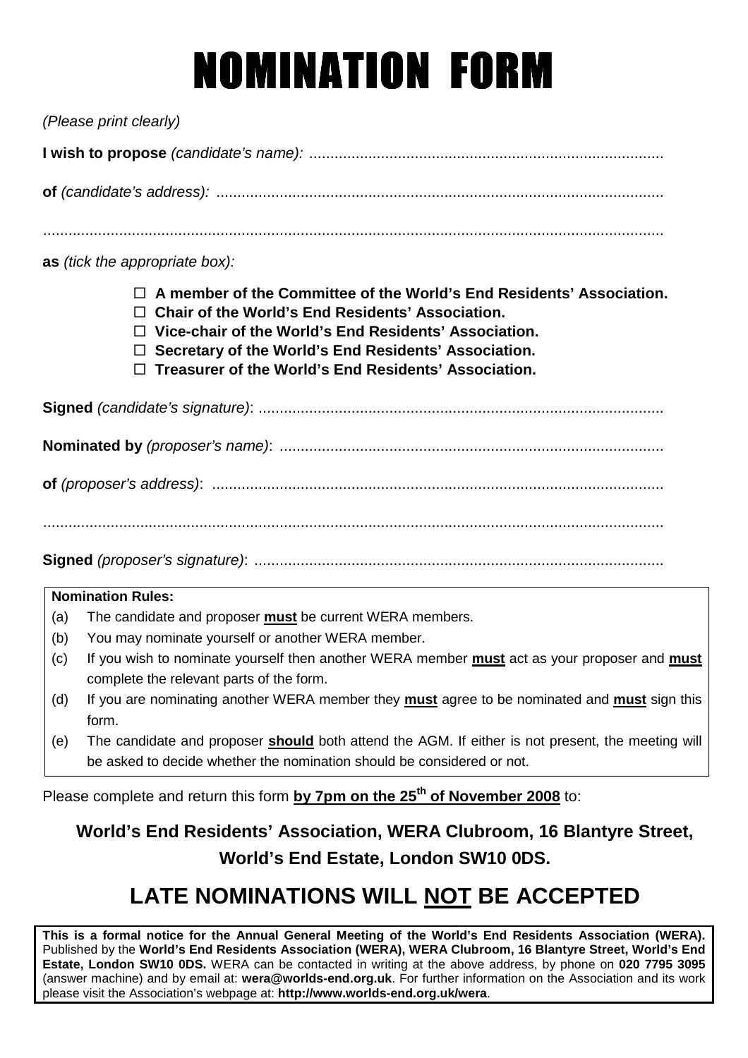# NOMINATION FORM

*(Please print clearly)*

**I wish to propose** *(candidate's name):* ....................................................................................

**of** *(candidate's address):* ..........................................................................................................

...................................................................................................................................................

**as** *(tick the appropriate box):*

- ☐ **A member of the Committee of the World's End Residents' Association.**
- ☐ **Chair of the World's End Residents' Association.**
- ☐ **Vice-chair of the World's End Residents' Association.**
- ☐ **Secretary of the World's End Residents' Association.**
- ☐ **Treasurer of the World's End Residents' Association.**

**Signed** *(candidate's signature)*: ................................................................................................

**Nominated by** *(proposer's name)*: ..........................................................................................

**of** *(proposer's address)*: ..........................................................................................................

...................................................................................................................................................

**Signed** *(proposer's signature)*: .................................................................................................

**Nomination Rules:**

(a) The candidate and proposer **must** be current WERA members.

(b) You may nominate yourself or another WERA member.

(c) If you wish to nominate yourself then another WERA member **must** act as your proposer and **must** complete the relevant parts of the form.

(d) If you are nominating another WERA member they **must** agree to be nominated and **must** sign this form.

(e) The candidate and proposer **should** both attend the AGM. If either is not present, the meeting will be asked to decide whether the nomination should be considered or not.

Please complete and return this form **by 7pm on the 25th of November 2008** to:

**World's End Residents' Association, WERA Clubroom, 16 Blantyre Street, World's End Estate, London SW10 0DS.**

## LATE NOMINATIONS WILL NOT BE ACCEPTED

**This is a formal notice for the Annual General Meeting of the World's End Residents Association (WERA).** Published by the **World's End Residents Association (WERA), WERA Clubroom, 16 Blantyre Street, World's End Estate, London SW10 0DS.** WERA can be contacted in writing at the above address, by phone on **020 7795 3095** (answer machine) and by email at: **wera@worlds-end.org.uk**. For further information on the Association and its work please visit the Association's webpage at: **http://www.worlds-end.org.uk/wera**.